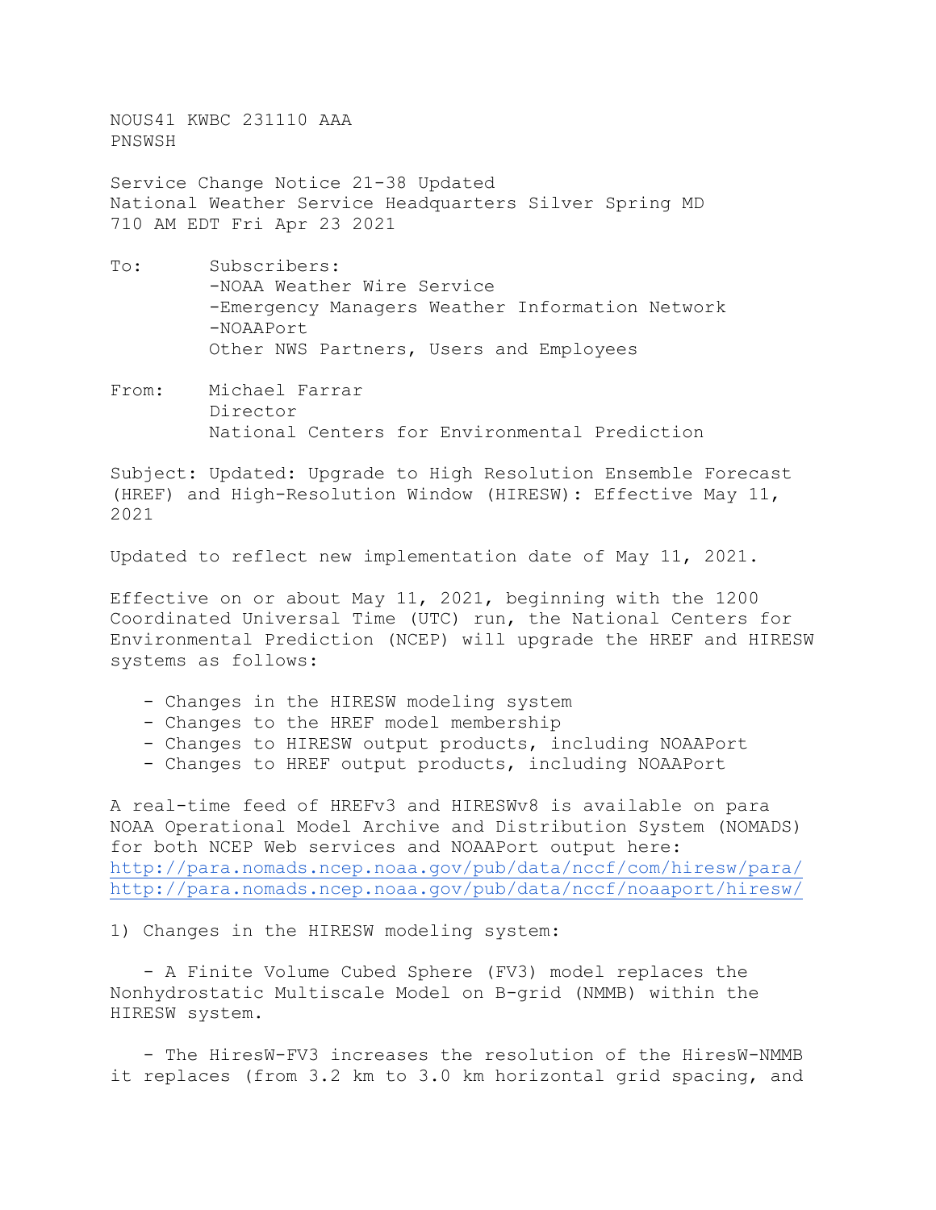NOUS41 KWBC 231110 AAA
PNSWSH

Service Change Notice 21-38 Updated
National Weather Service Headquarters Silver Spring MD
710 AM EDT Fri Apr 23 2021

To: Subscribers:
-NOAA Weather Wire Service
-Emergency Managers Weather Information Network
-NOAAPort
Other NWS Partners, Users and Employees

From: Michael Farrar
Director
National Centers for Environmental Prediction

Subject: Updated: Upgrade to High Resolution Ensemble Forecast (HREF) and High-Resolution Window (HIRESW): Effective May 11, 2021

Updated to reflect new implementation date of May 11, 2021.

Effective on or about May 11, 2021, beginning with the 1200 Coordinated Universal Time (UTC) run, the National Centers for Environmental Prediction (NCEP) will upgrade the HREF and HIRESW systems as follows:

- Changes in the HIRESW modeling system
- Changes to the HREF model membership
- Changes to HIRESW output products, including NOAAPort
- Changes to HREF output products, including NOAAPort

A real-time feed of HREFv3 and HIRESWv8 is available on para NOAA Operational Model Archive and Distribution System (NOMADS) for both NCEP Web services and NOAAPort output here:
http://para.nomads.ncep.noaa.gov/pub/data/nccf/com/hiresw/para/
http://para.nomads.ncep.noaa.gov/pub/data/nccf/noaaport/hiresw/

1) Changes in the HIRESW modeling system:

- A Finite Volume Cubed Sphere (FV3) model replaces the Nonhydrostatic Multiscale Model on B-grid (NMMB) within the HIRESW system.

- The HiresW-FV3 increases the resolution of the HiresW-NMMB it replaces (from 3.2 km to 3.0 km horizontal grid spacing, and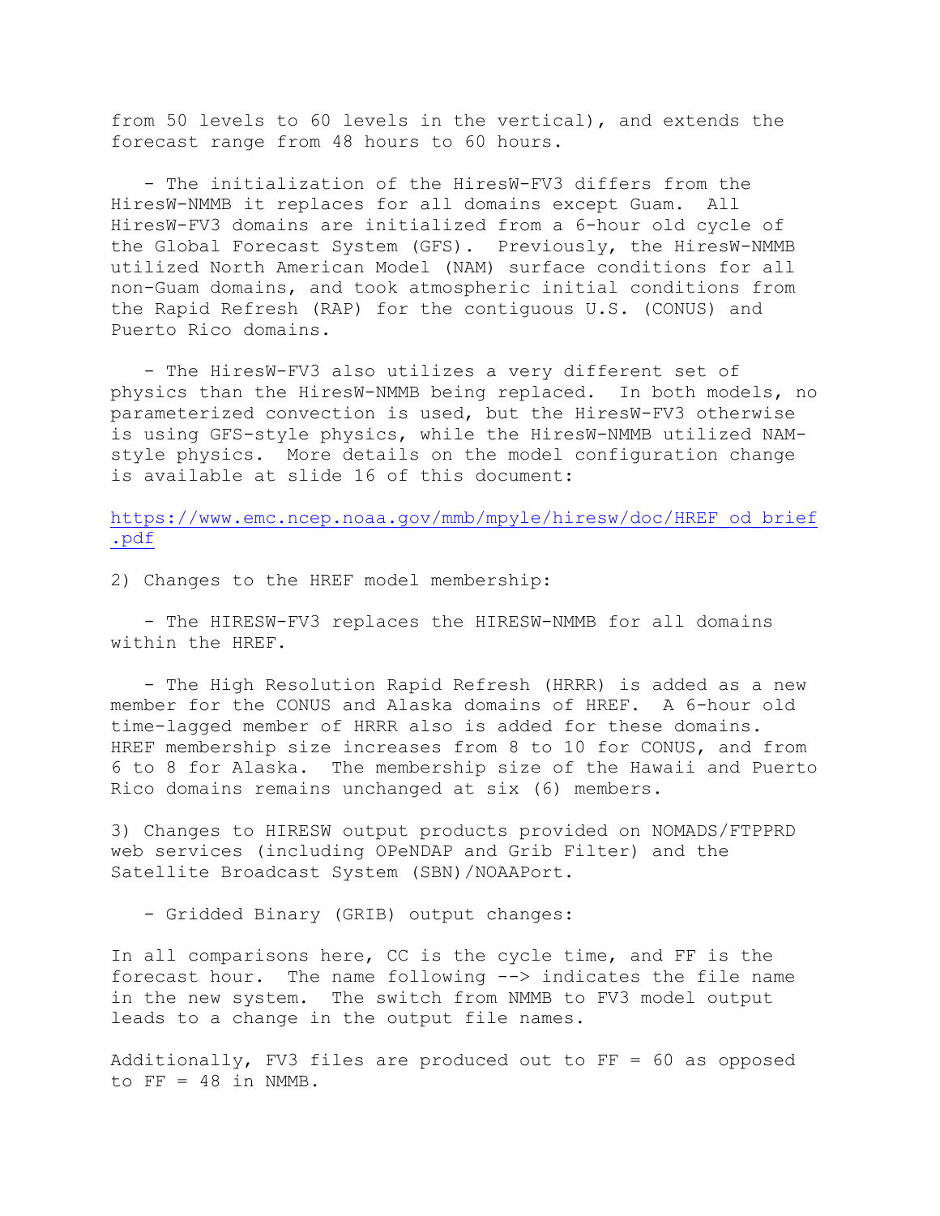from 50 levels to 60 levels in the vertical), and extends the forecast range from 48 hours to 60 hours.

- The initialization of the HiresW-FV3 differs from the HiresW-NMMB it replaces for all domains except Guam. All HiresW-FV3 domains are initialized from a 6-hour old cycle of the Global Forecast System (GFS). Previously, the HiresW-NMMB utilized North American Model (NAM) surface conditions for all non-Guam domains, and took atmospheric initial conditions from the Rapid Refresh (RAP) for the contiguous U.S. (CONUS) and Puerto Rico domains.

- The HiresW-FV3 also utilizes a very different set of physics than the HiresW-NMMB being replaced. In both models, no parameterized convection is used, but the HiresW-FV3 otherwise is using GFS-style physics, while the HiresW-NMMB utilized NAM-style physics. More details on the model configuration change is available at slide 16 of this document:

https://www.emc.ncep.noaa.gov/mmb/mpyle/hiresw/doc/HREF_od_brief.pdf

2) Changes to the HREF model membership:

- The HIRESW-FV3 replaces the HIRESW-NMMB for all domains within the HREF.

- The High Resolution Rapid Refresh (HRRR) is added as a new member for the CONUS and Alaska domains of HREF. A 6-hour old time-lagged member of HRRR also is added for these domains. HREF membership size increases from 8 to 10 for CONUS, and from 6 to 8 for Alaska. The membership size of the Hawaii and Puerto Rico domains remains unchanged at six (6) members.

3) Changes to HIRESW output products provided on NOMADS/FTPPRD web services (including OPeNDAP and Grib Filter) and the Satellite Broadcast System (SBN)/NOAAPort.

- Gridded Binary (GRIB) output changes:

In all comparisons here, CC is the cycle time, and FF is the forecast hour. The name following --> indicates the file name in the new system. The switch from NMMB to FV3 model output leads to a change in the output file names.

Additionally, FV3 files are produced out to FF = 60 as opposed to FF = 48 in NMMB.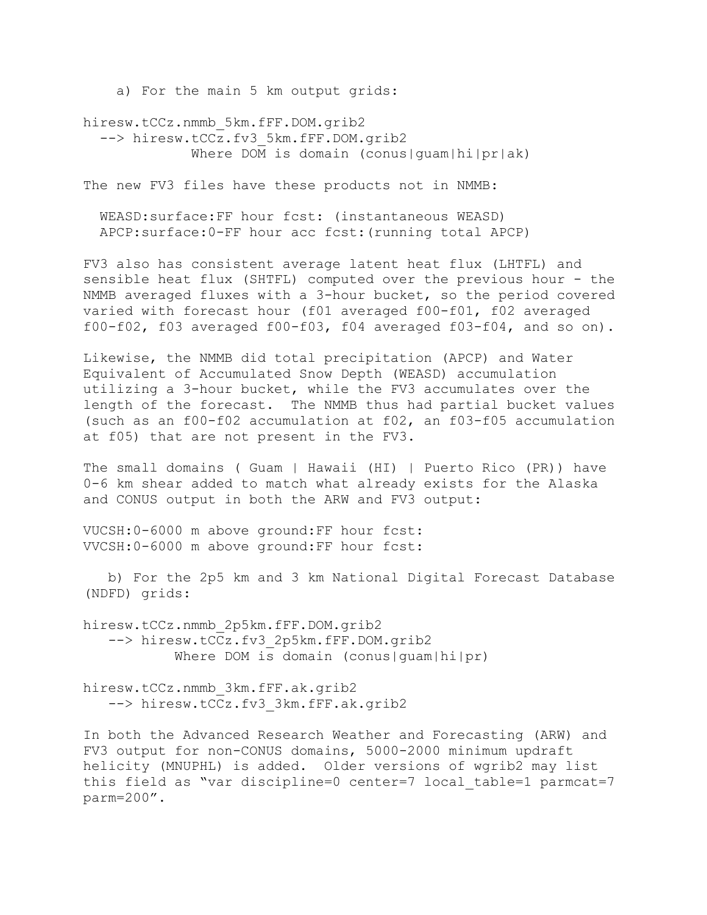a) For the main 5 km output grids:

```
hiresw.tCCz.nmmb_5km.fFF.DOM.grib2
  --> hiresw.tCCz.fv3_5km.fFF.DOM.grib2
            Where DOM is domain (conus|guam|hi|pr|ak)
```

The new FV3 files have these products not in NMMB:

```
  WEASD:surface:FF hour fcst: (instantaneous WEASD)
  APCP:surface:0-FF hour acc fcst:(running total APCP)
```

FV3 also has consistent average latent heat flux (LHTFL) and sensible heat flux (SHTFL) computed over the previous hour - the NMMB averaged fluxes with a 3-hour bucket, so the period covered varied with forecast hour (f01 averaged f00-f01, f02 averaged f00-f02, f03 averaged f00-f03, f04 averaged f03-f04, and so on).

Likewise, the NMMB did total precipitation (APCP) and Water Equivalent of Accumulated Snow Depth (WEASD) accumulation utilizing a 3-hour bucket, while the FV3 accumulates over the length of the forecast. The NMMB thus had partial bucket values (such as an f00-f02 accumulation at f02, an f03-f05 accumulation at f05) that are not present in the FV3.

The small domains ( Guam | Hawaii (HI) | Puerto Rico (PR)) have 0-6 km shear added to match what already exists for the Alaska and CONUS output in both the ARW and FV3 output:

```
VUCSH:0-6000 m above ground:FF hour fcst:
VVCSH:0-6000 m above ground:FF hour fcst:
```

b) For the 2p5 km and 3 km National Digital Forecast Database (NDFD) grids:

```
hiresw.tCCz.nmmb_2p5km.fFF.DOM.grib2
   --> hiresw.tCCz.fv3_2p5km.fFF.DOM.grib2
           Where DOM is domain (conus|guam|hi|pr)

hiresw.tCCz.nmmb_3km.fFF.ak.grib2
   --> hiresw.tCCz.fv3_3km.fFF.ak.grib2
```

In both the Advanced Research Weather and Forecasting (ARW) and FV3 output for non-CONUS domains, 5000-2000 minimum updraft helicity (MNUPHL) is added. Older versions of wgrib2 may list this field as “var discipline=0 center=7 local_table=1 parmcat=7 parm=200”.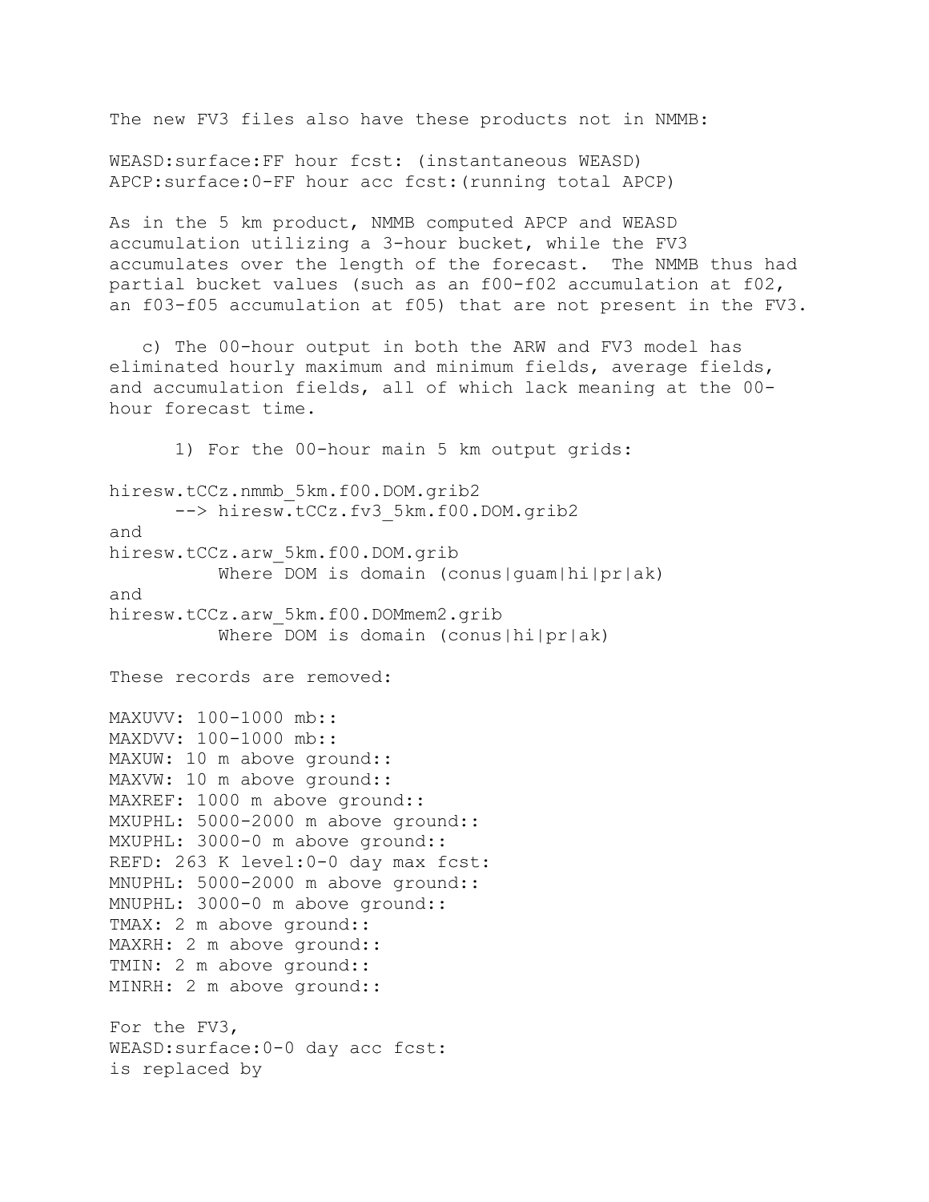The new FV3 files also have these products not in NMMB:

```
WEASD:surface:FF hour fcst: (instantaneous WEASD)
APCP:surface:0-FF hour acc fcst:(running total APCP)
```

As in the 5 km product, NMMB computed APCP and WEASD accumulation utilizing a 3-hour bucket, while the FV3 accumulates over the length of the forecast. The NMMB thus had partial bucket values (such as an f00-f02 accumulation at f02, an f03-f05 accumulation at f05) that are not present in the FV3.

c) The 00-hour output in both the ARW and FV3 model has eliminated hourly maximum and minimum fields, average fields, and accumulation fields, all of which lack meaning at the 00-hour forecast time.

1) For the 00-hour main 5 km output grids:

```
hiresw.tCCz.nmmb_5km.f00.DOM.grib2
      --> hiresw.tCCz.fv3_5km.f00.DOM.grib2
and
hiresw.tCCz.arw_5km.f00.DOM.grib
          Where DOM is domain (conus|guam|hi|pr|ak)
and
hiresw.tCCz.arw_5km.f00.DOMmem2.grib
          Where DOM is domain (conus|hi|pr|ak)
```

These records are removed:

```
MAXUVV: 100-1000 mb::
MAXDVV: 100-1000 mb::
MAXUW: 10 m above ground::
MAXVW: 10 m above ground::
MAXREF: 1000 m above ground::
MXUPHL: 5000-2000 m above ground::
MXUPHL: 3000-0 m above ground::
REFD: 263 K level:0-0 day max fcst:
MNUPHL: 5000-2000 m above ground::
MNUPHL: 3000-0 m above ground::
TMAX: 2 m above ground::
MAXRH: 2 m above ground::
TMIN: 2 m above ground::
MINRH: 2 m above ground::
```

For the FV3,

```
WEASD:surface:0-0 day acc fcst:
```

is replaced by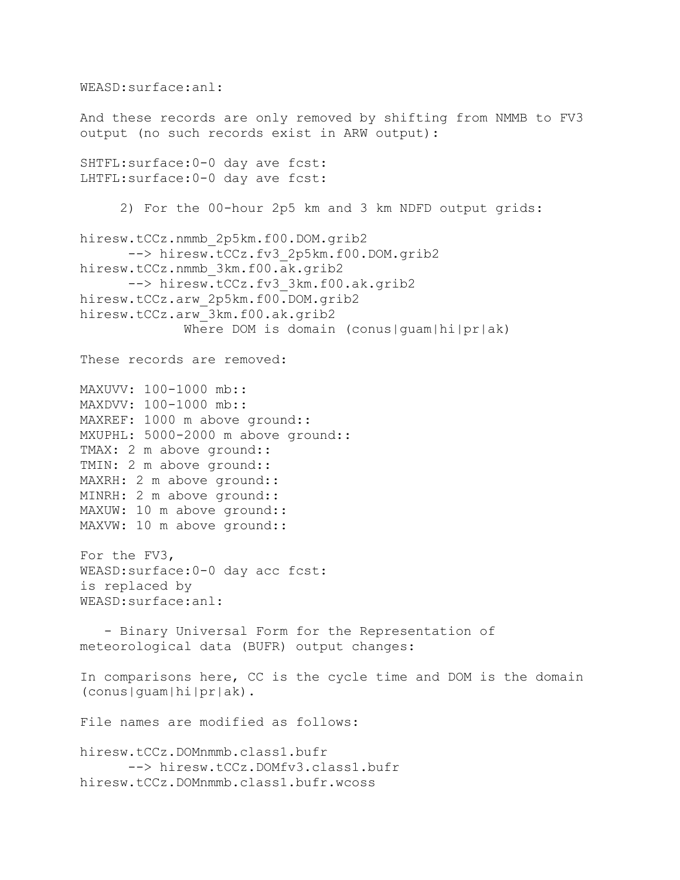WEASD:surface:anl:

And these records are only removed by shifting from NMMB to FV3 output (no such records exist in ARW output):

SHTFL:surface:0-0 day ave fcst:
LHTFL:surface:0-0 day ave fcst:

2) For the 00-hour 2p5 km and 3 km NDFD output grids:

```
hiresw.tCCz.nmmb_2p5km.f00.DOM.grib2
      --> hiresw.tCCz.fv3_2p5km.f00.DOM.grib2
hiresw.tCCz.nmmb_3km.f00.ak.grib2
      --> hiresw.tCCz.fv3_3km.f00.ak.grib2
hiresw.tCCz.arw_2p5km.f00.DOM.grib2
hiresw.tCCz.arw_3km.f00.ak.grib2
             Where DOM is domain (conus|guam|hi|pr|ak)
```

These records are removed:

```
MAXUVV: 100-1000 mb::
MAXDVV: 100-1000 mb::
MAXREF: 1000 m above ground::
MXUPHL: 5000-2000 m above ground::
TMAX: 2 m above ground::
TMIN: 2 m above ground::
MAXRH: 2 m above ground::
MINRH: 2 m above ground::
MAXUW: 10 m above ground::
MAXVW: 10 m above ground::
```

For the FV3,
WEASD:surface:0-0 day acc fcst:
is replaced by
WEASD:surface:anl:

- Binary Universal Form for the Representation of meteorological data (BUFR) output changes:

In comparisons here, CC is the cycle time and DOM is the domain (conus|guam|hi|pr|ak).

File names are modified as follows:

```
hiresw.tCCz.DOMnmmb.class1.bufr
      --> hiresw.tCCz.DOMfv3.class1.bufr
hiresw.tCCz.DOMnmmb.class1.bufr.wcoss
```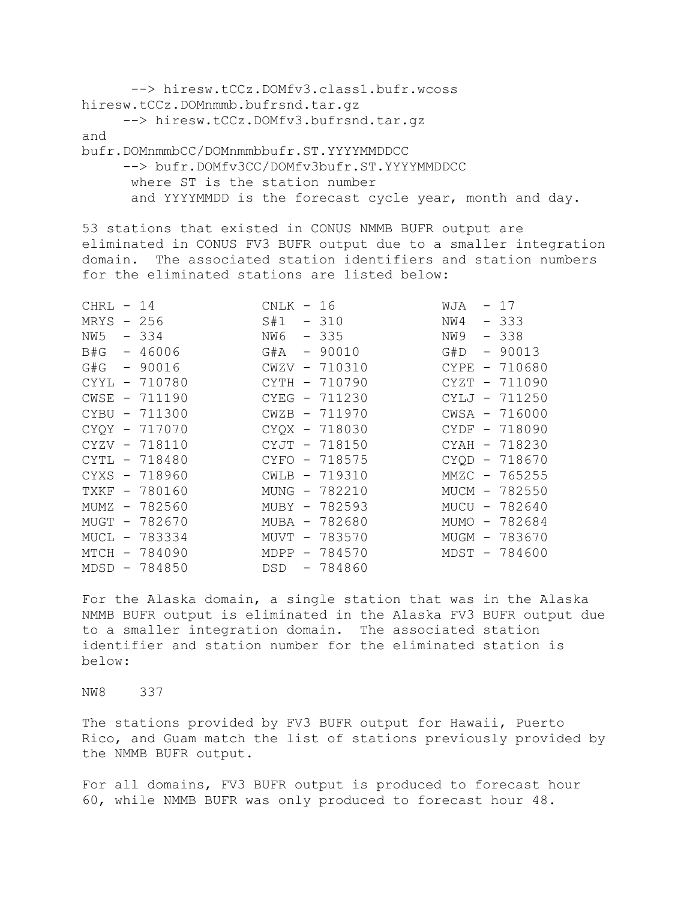--> hiresw.tCCz.DOMfv3.class1.bufr.wcoss
hiresw.tCCz.DOMnmmb.bufrsnd.tar.gz
--> hiresw.tCCz.DOMfv3.bufrsnd.tar.gz
and
bufr.DOMnmmbCC/DOMnmmbbufr.ST.YYYYMMDDCC
--> bufr.DOMfv3CC/DOMfv3bufr.ST.YYYYMMDDCC
where ST is the station number
and YYYYMMDD is the forecast cycle year, month and day.

53 stations that existed in CONUS NMMB BUFR output are eliminated in CONUS FV3 BUFR output due to a smaller integration domain. The associated station identifiers and station numbers for the eliminated stations are listed below:

```
CHRL - 14          CNLK - 16          WJA  - 17
MRYS - 256         S#1  - 310         NW4  - 333
NW5  - 334         NW6  - 335         NW9  - 338
B#G  - 46006       G#A  - 90010       G#D  - 90013
G#G  - 90016       CWZV - 710310      CYPE - 710680
CYYL - 710780      CYTH - 710790      CYZT - 711090
CWSE - 711190      CYEG - 711230      CYLJ - 711250
CYBU - 711300      CWZB - 711970      CWSA - 716000
CYQY - 717070      CYQX - 718030      CYDF - 718090
CYZV - 718110      CYJT - 718150      CYAH - 718230
CYTL - 718480      CYFO - 718575      CYQD - 718670
CYXS - 718960      CWLB - 719310      MMZC - 765255
TXKF - 780160      MUNG - 782210      MUCM - 782550
MUMZ - 782560      MUBY - 782593      MUCU - 782640
MUGT - 782670      MUBA - 782680      MUMO - 782684
MUCL - 783334      MUVT - 783570      MUGM - 783670
MTCH - 784090      MDPP - 784570      MDST - 784600
MDSD - 784850      DSD  - 784860
```

For the Alaska domain, a single station that was in the Alaska NMMB BUFR output is eliminated in the Alaska FV3 BUFR output due to a smaller integration domain. The associated station identifier and station number for the eliminated station is below:

NW8    337

The stations provided by FV3 BUFR output for Hawaii, Puerto Rico, and Guam match the list of stations previously provided by the NMMB BUFR output.

For all domains, FV3 BUFR output is produced to forecast hour 60, while NMMB BUFR was only produced to forecast hour 48.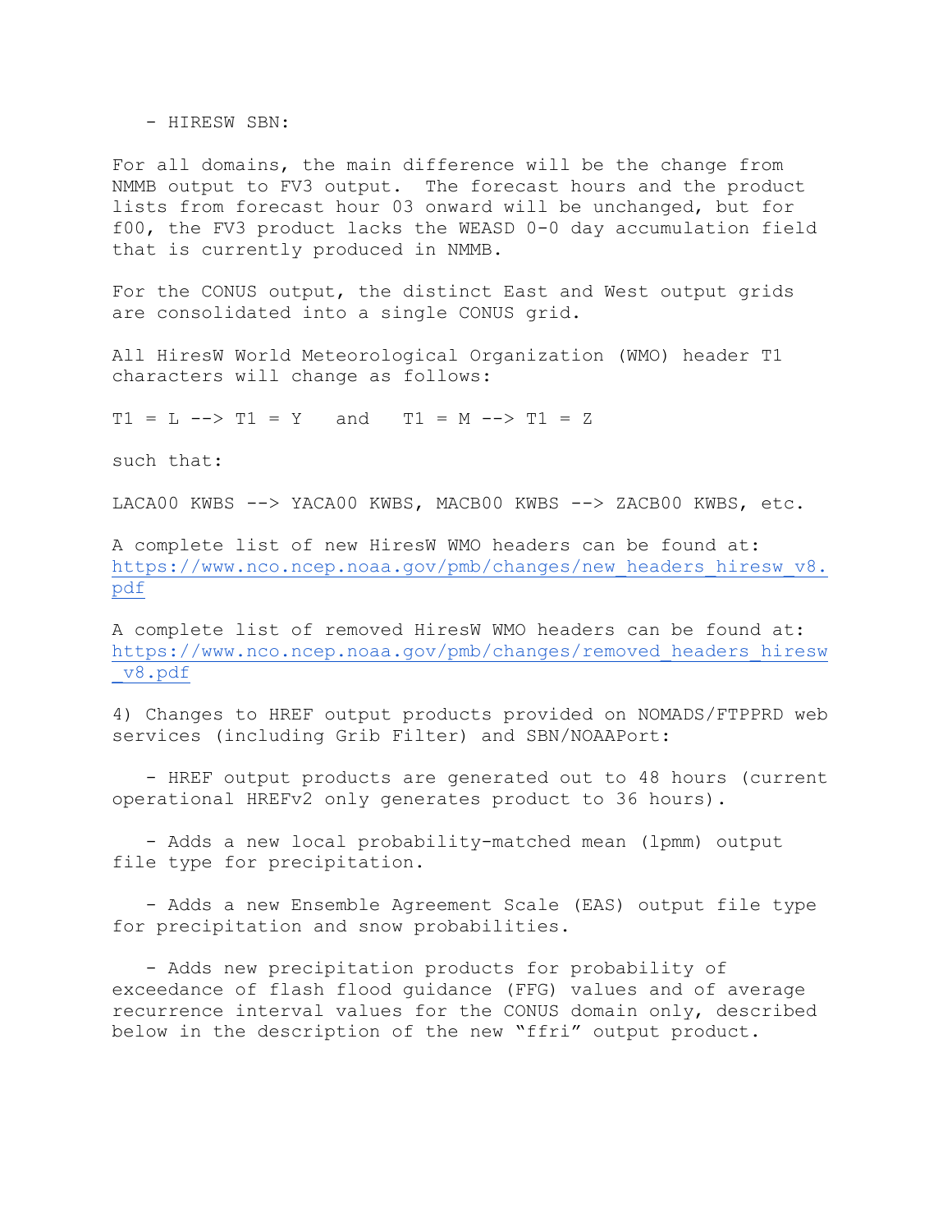- HIRESW SBN:

For all domains, the main difference will be the change from NMMB output to FV3 output. The forecast hours and the product lists from forecast hour 03 onward will be unchanged, but for f00, the FV3 product lacks the WEASD 0-0 day accumulation field that is currently produced in NMMB.

For the CONUS output, the distinct East and West output grids are consolidated into a single CONUS grid.

All HiresW World Meteorological Organization (WMO) header T1 characters will change as follows:

T1 = L --> T1 = Y   and   T1 = M --> T1 = Z

such that:

LACA00 KWBS --> YACA00 KWBS, MACB00 KWBS --> ZACB00 KWBS, etc.

A complete list of new HiresW WMO headers can be found at: https://www.nco.ncep.noaa.gov/pmb/changes/new_headers_hiresw_v8.pdf

A complete list of removed HiresW WMO headers can be found at: https://www.nco.ncep.noaa.gov/pmb/changes/removed_headers_hiresw_v8.pdf

4) Changes to HREF output products provided on NOMADS/FTPPRD web services (including Grib Filter) and SBN/NOAAPort:

- HREF output products are generated out to 48 hours (current operational HREFv2 only generates product to 36 hours).

- Adds a new local probability-matched mean (lpmm) output file type for precipitation.

- Adds a new Ensemble Agreement Scale (EAS) output file type for precipitation and snow probabilities.

- Adds new precipitation products for probability of exceedance of flash flood guidance (FFG) values and of average recurrence interval values for the CONUS domain only, described below in the description of the new "ffri" output product.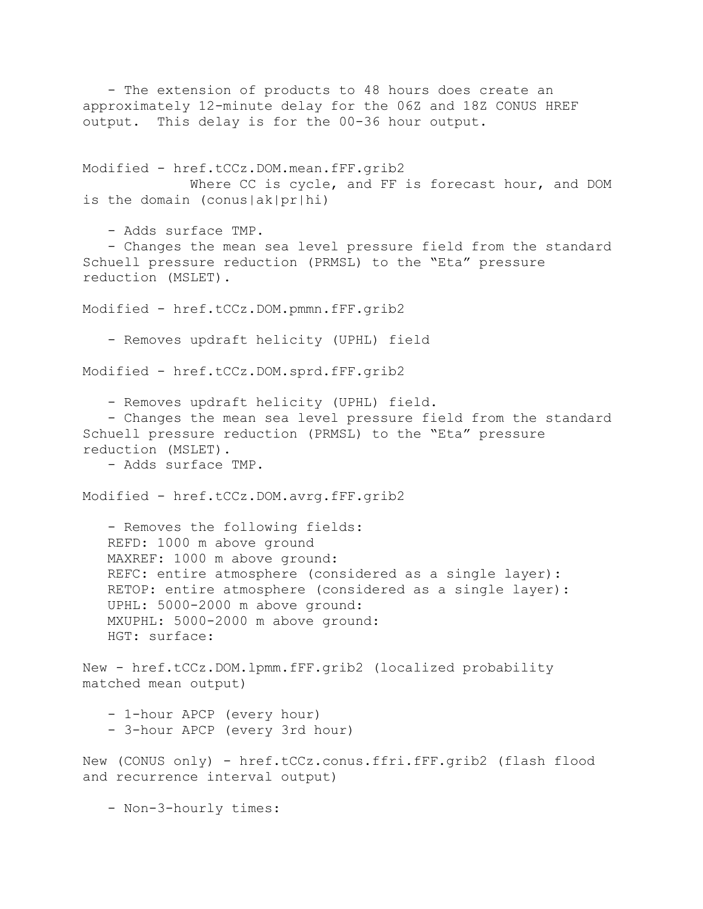- The extension of products to 48 hours does create an approximately 12-minute delay for the 06Z and 18Z CONUS HREF output. This delay is for the 00-36 hour output.

Modified - href.tCCz.DOM.mean.fFF.grib2
Where CC is cycle, and FF is forecast hour, and DOM is the domain (conus|ak|pr|hi)

- Adds surface TMP.
- Changes the mean sea level pressure field from the standard Schuell pressure reduction (PRMSL) to the “Eta” pressure reduction (MSLET).

Modified - href.tCCz.DOM.pmmn.fFF.grib2

- Removes updraft helicity (UPHL) field

Modified - href.tCCz.DOM.sprd.fFF.grib2

- Removes updraft helicity (UPHL) field.
- Changes the mean sea level pressure field from the standard Schuell pressure reduction (PRMSL) to the “Eta” pressure reduction (MSLET).
- Adds surface TMP.

Modified - href.tCCz.DOM.avrg.fFF.grib2

- Removes the following fields:
  REFD: 1000 m above ground
  MAXREF: 1000 m above ground:
  REFC: entire atmosphere (considered as a single layer):
  RETOP: entire atmosphere (considered as a single layer):
  UPHL: 5000-2000 m above ground:
  MXUPHL: 5000-2000 m above ground:
  HGT: surface:

New - href.tCCz.DOM.lpmm.fFF.grib2 (localized probability matched mean output)

- 1-hour APCP (every hour)
- 3-hour APCP (every 3rd hour)

New (CONUS only) - href.tCCz.conus.ffri.fFF.grib2 (flash flood and recurrence interval output)

- Non-3-hourly times: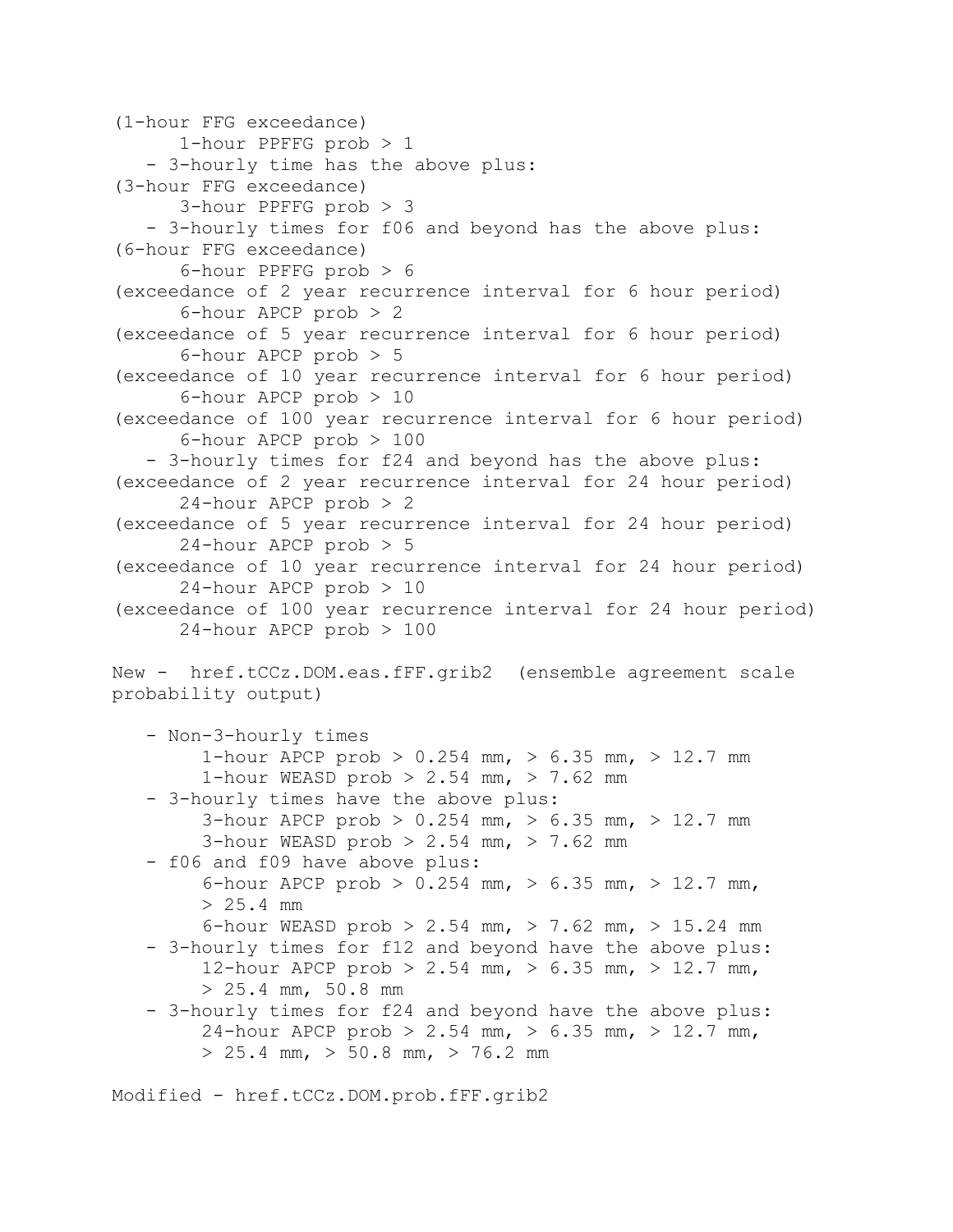(1-hour FFG exceedance)
      1-hour PPFFG prob > 1
   - 3-hourly time has the above plus:
(3-hour FFG exceedance)
      3-hour PPFFG prob > 3
   - 3-hourly times for f06 and beyond has the above plus:
(6-hour FFG exceedance)
      6-hour PPFFG prob > 6
(exceedance of 2 year recurrence interval for 6 hour period)
      6-hour APCP prob > 2
(exceedance of 5 year recurrence interval for 6 hour period)
      6-hour APCP prob > 5
(exceedance of 10 year recurrence interval for 6 hour period)
      6-hour APCP prob > 10
(exceedance of 100 year recurrence interval for 6 hour period)
      6-hour APCP prob > 100
   - 3-hourly times for f24 and beyond has the above plus:
(exceedance of 2 year recurrence interval for 24 hour period)
      24-hour APCP prob > 2
(exceedance of 5 year recurrence interval for 24 hour period)
      24-hour APCP prob > 5
(exceedance of 10 year recurrence interval for 24 hour period)
      24-hour APCP prob > 10
(exceedance of 100 year recurrence interval for 24 hour period)
      24-hour APCP prob > 100

New - href.tCCz.DOM.eas.fFF.grib2 (ensemble agreement scale probability output)

- Non-3-hourly times
    - 1-hour APCP prob > 0.254 mm, > 6.35 mm, > 12.7 mm
    - 1-hour WEASD prob > 2.54 mm, > 7.62 mm
- 3-hourly times have the above plus:
    - 3-hour APCP prob > 0.254 mm, > 6.35 mm, > 12.7 mm
    - 3-hour WEASD prob > 2.54 mm, > 7.62 mm
- f06 and f09 have above plus:
    - 6-hour APCP prob > 0.254 mm, > 6.35 mm, > 12.7 mm, > 25.4 mm
    - 6-hour WEASD prob > 2.54 mm, > 7.62 mm, > 15.24 mm
- 3-hourly times for f12 and beyond have the above plus:
    - 12-hour APCP prob > 2.54 mm, > 6.35 mm, > 12.7 mm, > 25.4 mm, 50.8 mm
- 3-hourly times for f24 and beyond have the above plus:
    - 24-hour APCP prob > 2.54 mm, > 6.35 mm, > 12.7 mm, > 25.4 mm, > 50.8 mm, > 76.2 mm

Modified - href.tCCz.DOM.prob.fFF.grib2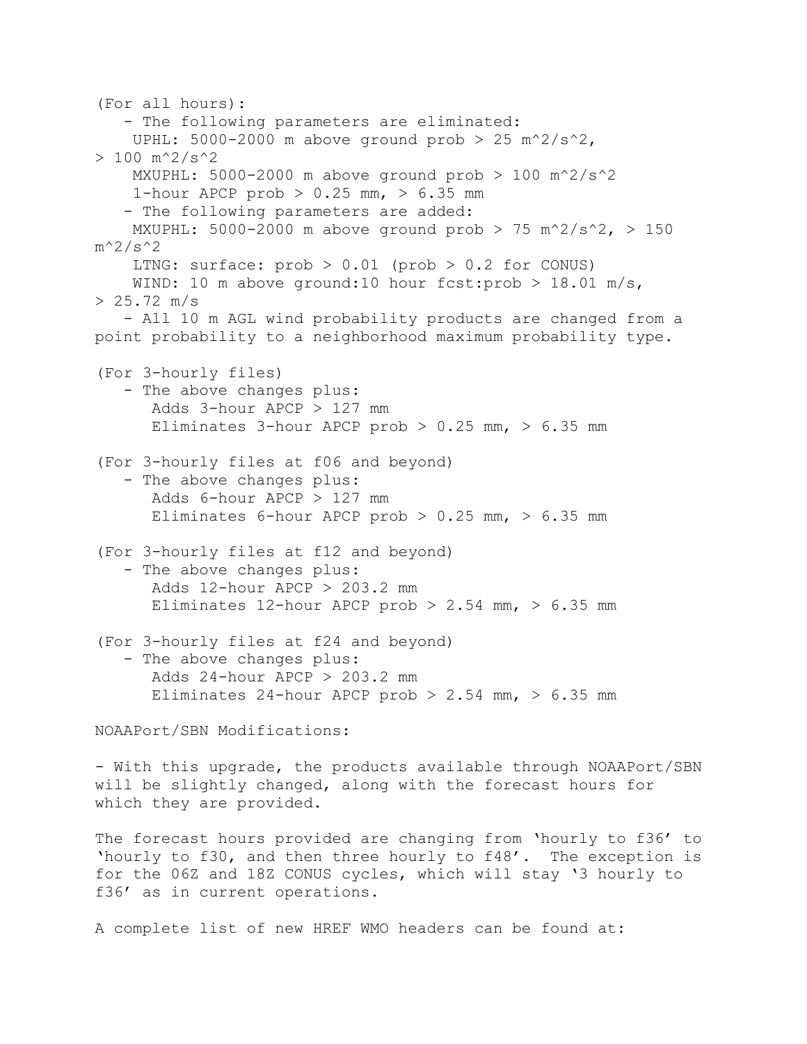(For all hours):

- The following parameters are eliminated:
  - UPHL: 5000-2000 m above ground prob > 25 m^2/s^2, > 100 m^2/s^2
  - MXUPHL: 5000-2000 m above ground prob > 100 m^2/s^2
  - 1-hour APCP prob > 0.25 mm, > 6.35 mm
- The following parameters are added:
  - MXUPHL: 5000-2000 m above ground prob > 75 m^2/s^2, > 150 m^2/s^2
  - LTNG: surface: prob > 0.01 (prob > 0.2 for CONUS)
  - WIND: 10 m above ground:10 hour fcst:prob > 18.01 m/s, > 25.72 m/s
- All 10 m AGL wind probability products are changed from a point probability to a neighborhood maximum probability type.

(For 3-hourly files)

- The above changes plus:
  - Adds 3-hour APCP > 127 mm
  - Eliminates 3-hour APCP prob > 0.25 mm, > 6.35 mm

(For 3-hourly files at f06 and beyond)

- The above changes plus:
  - Adds 6-hour APCP > 127 mm
  - Eliminates 6-hour APCP prob > 0.25 mm, > 6.35 mm

(For 3-hourly files at f12 and beyond)

- The above changes plus:
  - Adds 12-hour APCP > 203.2 mm
  - Eliminates 12-hour APCP prob > 2.54 mm, > 6.35 mm

(For 3-hourly files at f24 and beyond)

- The above changes plus:
  - Adds 24-hour APCP > 203.2 mm
  - Eliminates 24-hour APCP prob > 2.54 mm, > 6.35 mm

NOAAPort/SBN Modifications:

- With this upgrade, the products available through NOAAPort/SBN will be slightly changed, along with the forecast hours for which they are provided.

The forecast hours provided are changing from 'hourly to f36' to 'hourly to f30, and then three hourly to f48'. The exception is for the 06Z and 18Z CONUS cycles, which will stay '3 hourly to f36' as in current operations.

A complete list of new HREF WMO headers can be found at: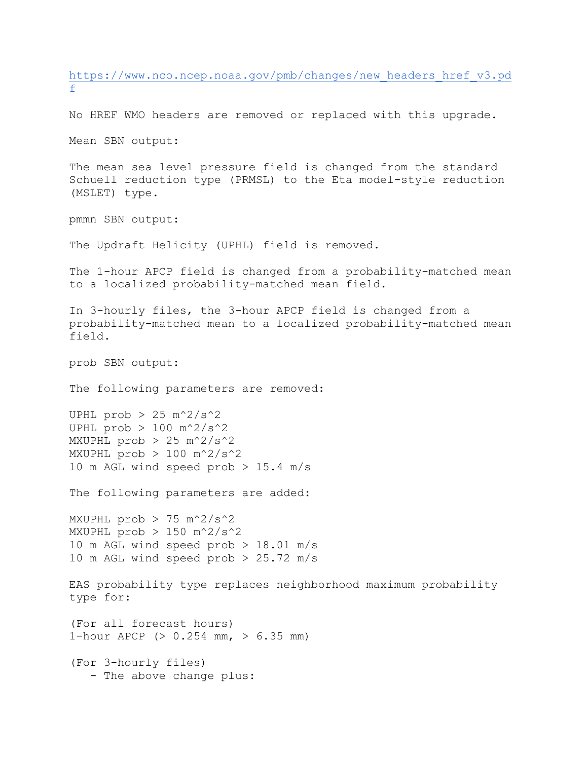https://www.nco.ncep.noaa.gov/pmb/changes/new_headers_href_v3.pdf

No HREF WMO headers are removed or replaced with this upgrade.

Mean SBN output:

The mean sea level pressure field is changed from the standard Schuell reduction type (PRMSL) to the Eta model-style reduction (MSLET) type.

pmmn SBN output:

The Updraft Helicity (UPHL) field is removed.

The 1-hour APCP field is changed from a probability-matched mean to a localized probability-matched mean field.

In 3-hourly files, the 3-hour APCP field is changed from a probability-matched mean to a localized probability-matched mean field.

prob SBN output:

The following parameters are removed:

UPHL prob > 25 m^2/s^2
UPHL prob > 100 m^2/s^2
MXUPHL prob > 25 m^2/s^2
MXUPHL prob > 100 m^2/s^2
10 m AGL wind speed prob > 15.4 m/s

The following parameters are added:

MXUPHL prob > 75 m^2/s^2
MXUPHL prob > 150 m^2/s^2
10 m AGL wind speed prob > 18.01 m/s
10 m AGL wind speed prob > 25.72 m/s

EAS probability type replaces neighborhood maximum probability type for:

(For all forecast hours)
1-hour APCP (> 0.254 mm, > 6.35 mm)

(For 3-hourly files)
- The above change plus: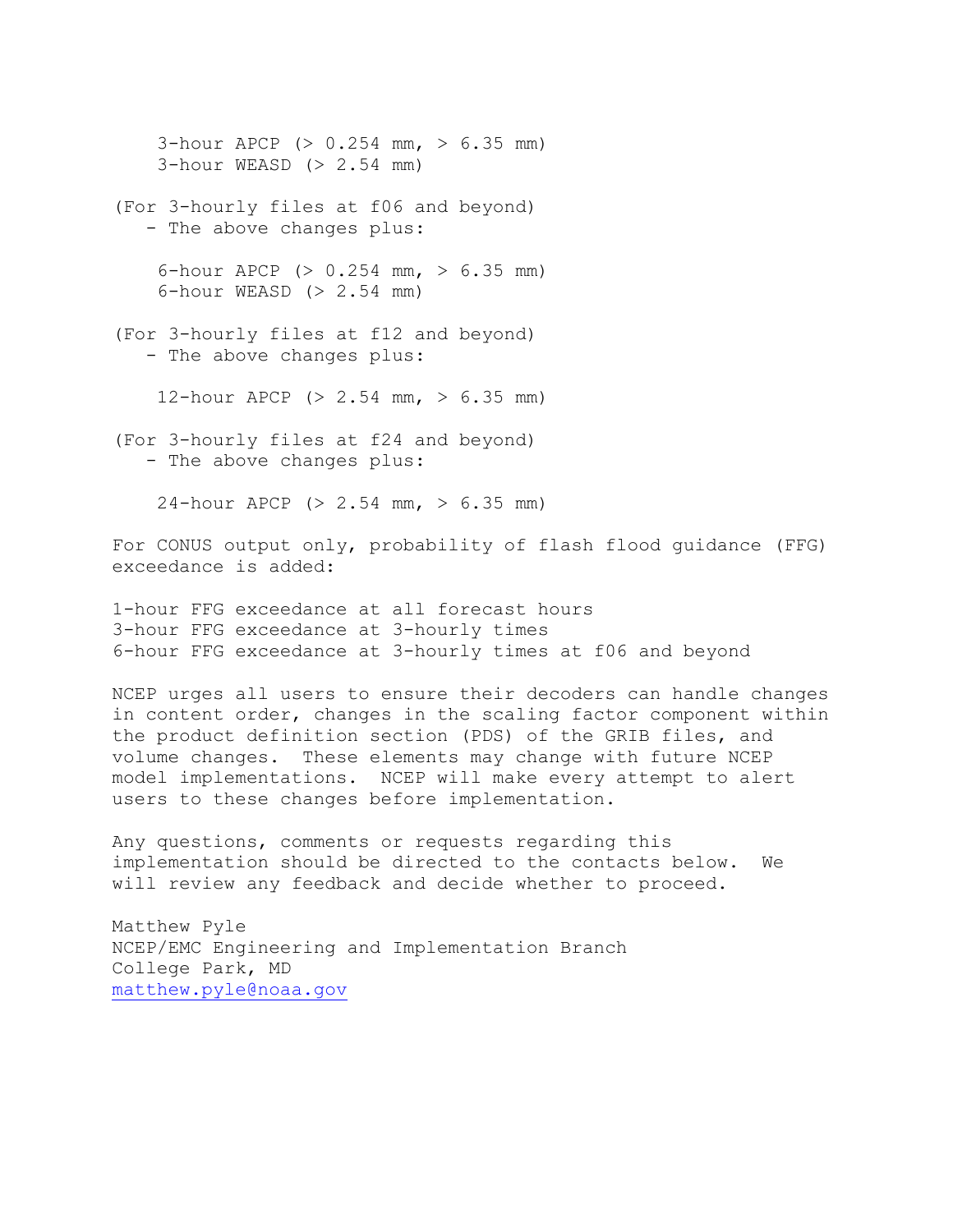3-hour APCP (> 0.254 mm, > 6.35 mm)
    3-hour WEASD (> 2.54 mm)

(For 3-hourly files at f06 and beyond)
- The above changes plus:

    6-hour APCP (> 0.254 mm, > 6.35 mm)
    6-hour WEASD (> 2.54 mm)

(For 3-hourly files at f12 and beyond)
- The above changes plus:

    12-hour APCP (> 2.54 mm, > 6.35 mm)

(For 3-hourly files at f24 and beyond)
- The above changes plus:

    24-hour APCP (> 2.54 mm, > 6.35 mm)

For CONUS output only, probability of flash flood guidance (FFG) exceedance is added:

1-hour FFG exceedance at all forecast hours
3-hour FFG exceedance at 3-hourly times
6-hour FFG exceedance at 3-hourly times at f06 and beyond

NCEP urges all users to ensure their decoders can handle changes in content order, changes in the scaling factor component within the product definition section (PDS) of the GRIB files, and volume changes. These elements may change with future NCEP model implementations. NCEP will make every attempt to alert users to these changes before implementation.

Any questions, comments or requests regarding this implementation should be directed to the contacts below. We will review any feedback and decide whether to proceed.

Matthew Pyle
NCEP/EMC Engineering and Implementation Branch
College Park, MD
matthew.pyle@noaa.gov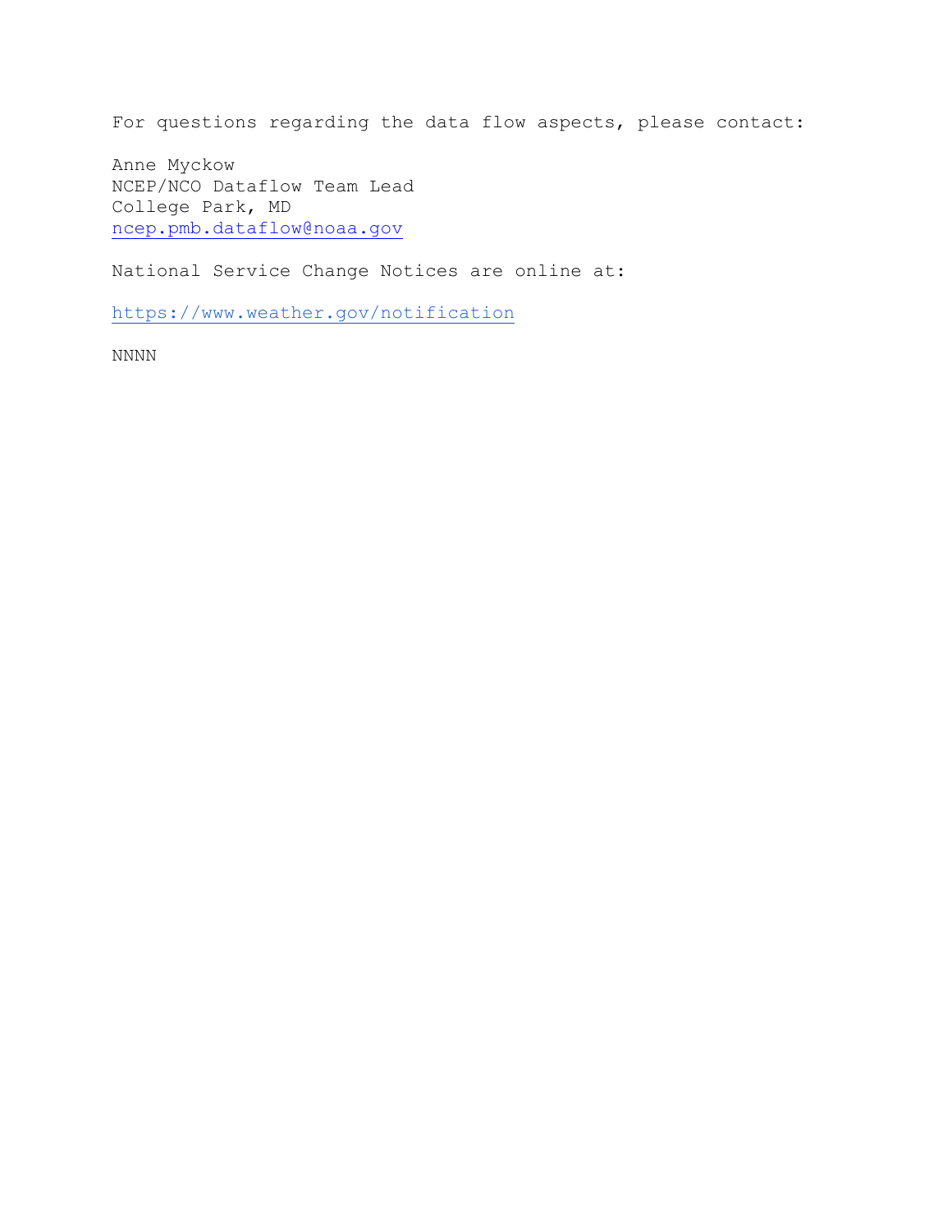For questions regarding the data flow aspects, please contact:

Anne Myckow
NCEP/NCO Dataflow Team Lead
College Park, MD
ncep.pmb.dataflow@noaa.gov

National Service Change Notices are online at:

https://www.weather.gov/notification

NNNN